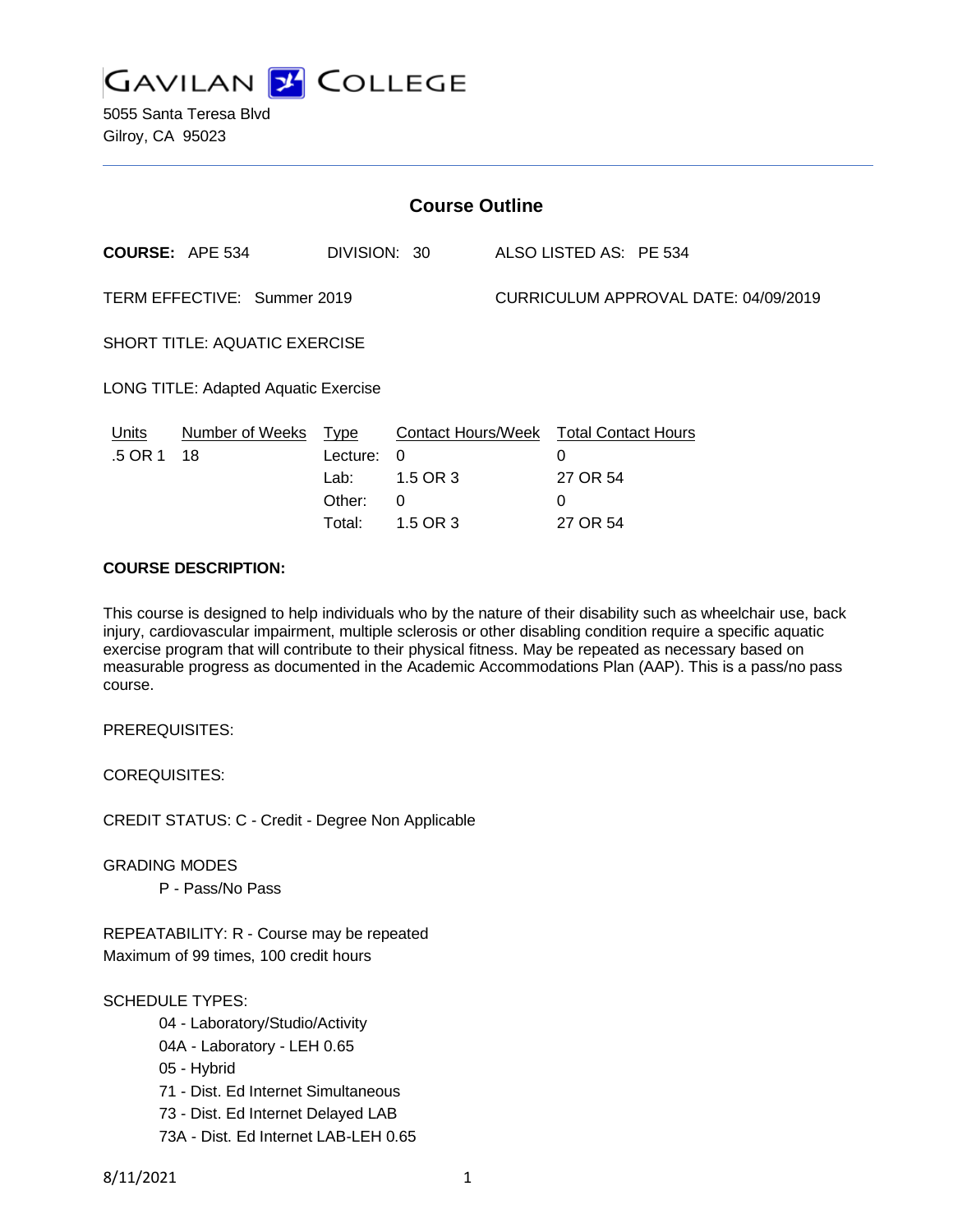# GAVILAN COLLEGE

5055 Santa Teresa Blvd
Gilroy, CA 95023

## Course Outline

**COURSE:** APE 534 DIVISION: 30 ALSO LISTED AS: PE 534

TERM EFFECTIVE: Summer 2019 CURRICULUM APPROVAL DATE: 04/09/2019

SHORT TITLE: AQUATIC EXERCISE

LONG TITLE: Adapted Aquatic Exercise

| Units | Number of Weeks | Type | Contact Hours/Week | Total Contact Hours |
|---|---|---|---|---|
| .5 OR 1 | 18 | Lecture: | 0 | 0 |
| | | Lab: | 1.5 OR 3 | 27 OR 54 |
| | | Other: | 0 | 0 |
| | | Total: | 1.5 OR 3 | 27 OR 54 |

**COURSE DESCRIPTION:**

This course is designed to help individuals who by the nature of their disability such as wheelchair use, back injury, cardiovascular impairment, multiple sclerosis or other disabling condition require a specific aquatic exercise program that will contribute to their physical fitness. May be repeated as necessary based on measurable progress as documented in the Academic Accommodations Plan (AAP). This is a pass/no pass course.

PREREQUISITES:

COREQUISITES:

CREDIT STATUS: C - Credit - Degree Non Applicable

GRADING MODES

- P - Pass/No Pass

REPEATABILITY: R - Course may be repeated
Maximum of 99 times, 100 credit hours

SCHEDULE TYPES:

- 04 - Laboratory/Studio/Activity
- 04A - Laboratory - LEH 0.65
- 05 - Hybrid
- 71 - Dist. Ed Internet Simultaneous
- 73 - Dist. Ed Internet Delayed LAB
- 73A - Dist. Ed Internet LAB-LEH 0.65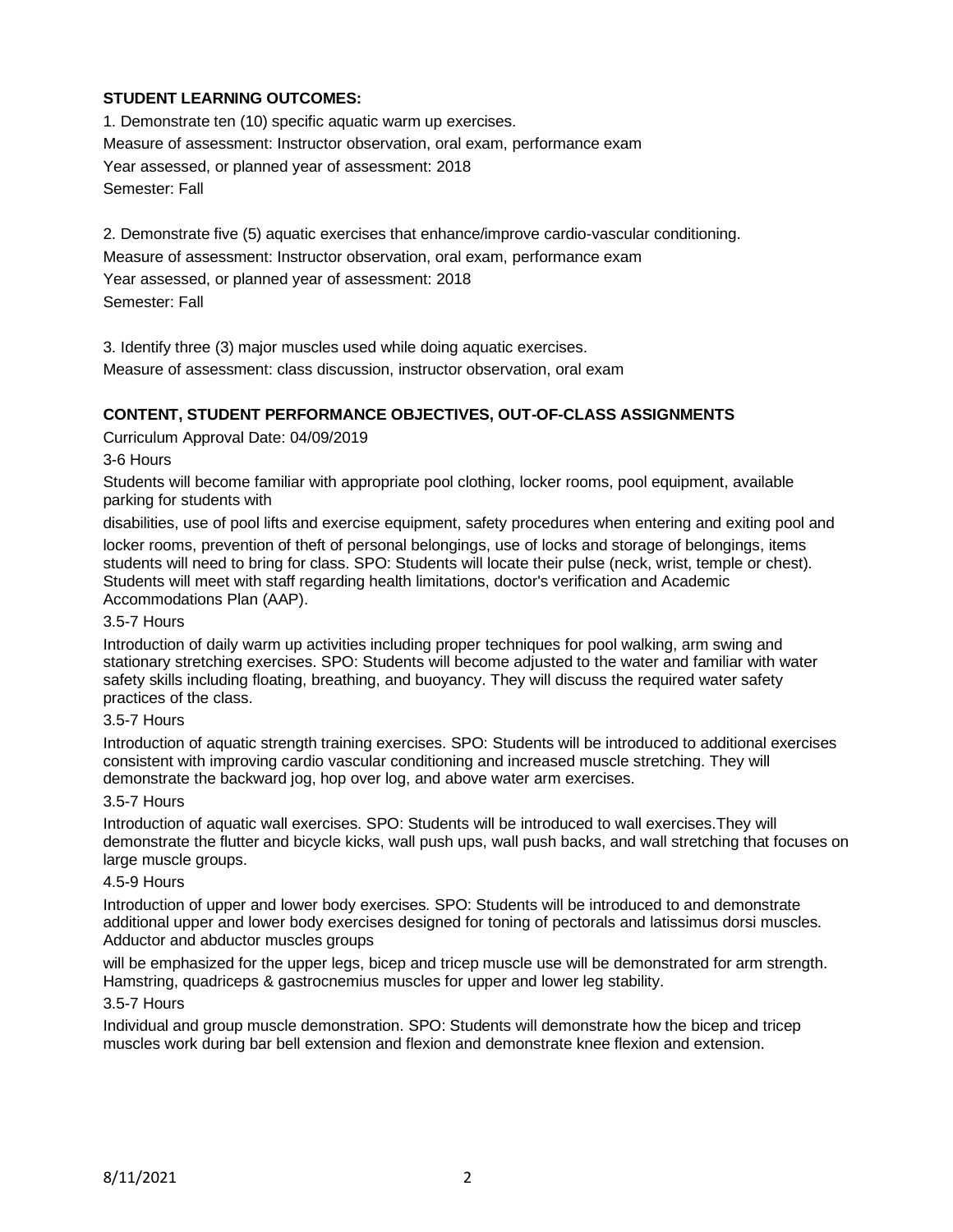**STUDENT LEARNING OUTCOMES:**

1. Demonstrate ten (10) specific aquatic warm up exercises.
Measure of assessment: Instructor observation, oral exam, performance exam
Year assessed, or planned year of assessment: 2018
Semester: Fall

2. Demonstrate five (5) aquatic exercises that enhance/improve cardio-vascular conditioning.
Measure of assessment: Instructor observation, oral exam, performance exam
Year assessed, or planned year of assessment: 2018
Semester: Fall

3. Identify three (3) major muscles used while doing aquatic exercises.
Measure of assessment: class discussion, instructor observation, oral exam

**CONTENT, STUDENT PERFORMANCE OBJECTIVES, OUT-OF-CLASS ASSIGNMENTS**

Curriculum Approval Date: 04/09/2019

3-6 Hours

Students will become familiar with appropriate pool clothing, locker rooms, pool equipment, available parking for students with disabilities, use of pool lifts and exercise equipment, safety procedures when entering and exiting pool and locker rooms, prevention of theft of personal belongings, use of locks and storage of belongings, items students will need to bring for class. SPO: Students will locate their pulse (neck, wrist, temple or chest). Students will meet with staff regarding health limitations, doctor's verification and Academic Accommodations Plan (AAP).

3.5-7 Hours

Introduction of daily warm up activities including proper techniques for pool walking, arm swing and stationary stretching exercises. SPO: Students will become adjusted to the water and familiar with water safety skills including floating, breathing, and buoyancy. They will discuss the required water safety practices of the class.

3.5-7 Hours

Introduction of aquatic strength training exercises. SPO: Students will be introduced to additional exercises consistent with improving cardio vascular conditioning and increased muscle stretching. They will demonstrate the backward jog, hop over log, and above water arm exercises.

3.5-7 Hours

Introduction of aquatic wall exercises. SPO: Students will be introduced to wall exercises.They will demonstrate the flutter and bicycle kicks, wall push ups, wall push backs, and wall stretching that focuses on large muscle groups.

4.5-9 Hours

Introduction of upper and lower body exercises. SPO: Students will be introduced to and demonstrate additional upper and lower body exercises designed for toning of pectorals and latissimus dorsi muscles. Adductor and abductor muscles groups will be emphasized for the upper legs, bicep and tricep muscle use will be demonstrated for arm strength. Hamstring, quadriceps & gastrocnemius muscles for upper and lower leg stability.

3.5-7 Hours

Individual and group muscle demonstration. SPO: Students will demonstrate how the bicep and tricep muscles work during bar bell extension and flexion and demonstrate knee flexion and extension.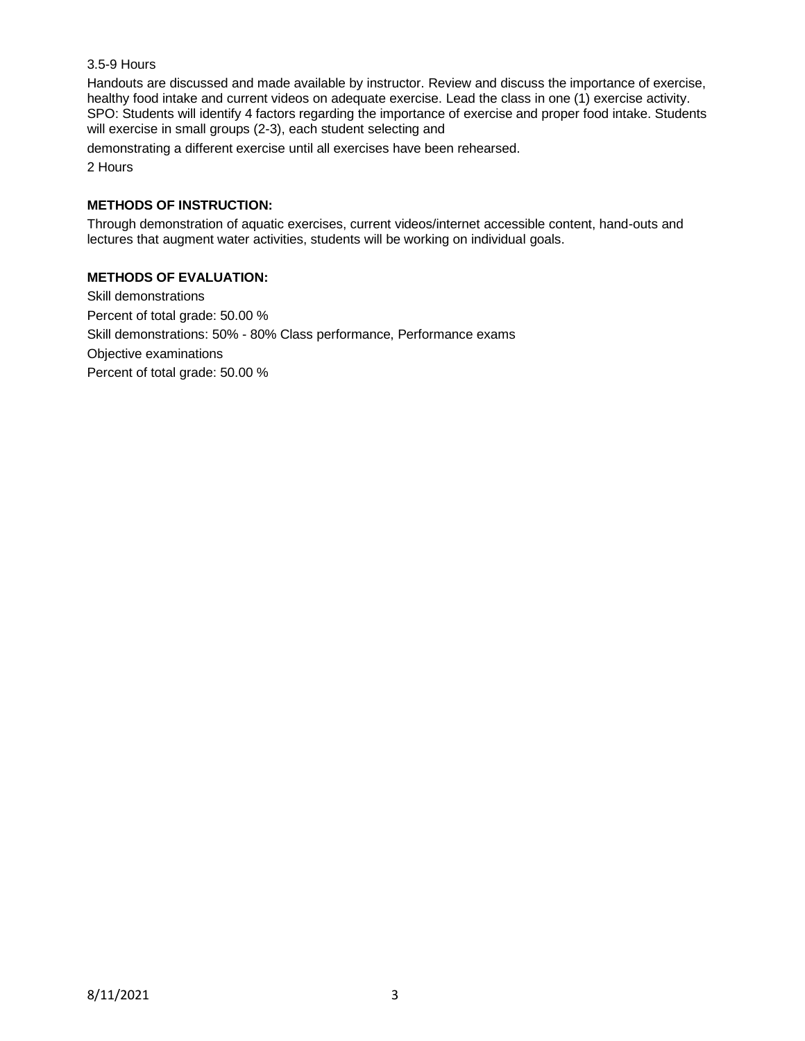3.5-9 Hours

Handouts are discussed and made available by instructor. Review and discuss the importance of exercise, healthy food intake and current videos on adequate exercise. Lead the class in one (1) exercise activity. SPO: Students will identify 4 factors regarding the importance of exercise and proper food intake. Students will exercise in small groups (2-3), each student selecting and

demonstrating a different exercise until all exercises have been rehearsed.

2 Hours

**METHODS OF INSTRUCTION:**

Through demonstration of aquatic exercises, current videos/internet accessible content, hand-outs and lectures that augment water activities, students will be working on individual goals.

**METHODS OF EVALUATION:**

Skill demonstrations

Percent of total grade: 50.00 %

Skill demonstrations: 50% - 80% Class performance, Performance exams

Objective examinations

Percent of total grade: 50.00 %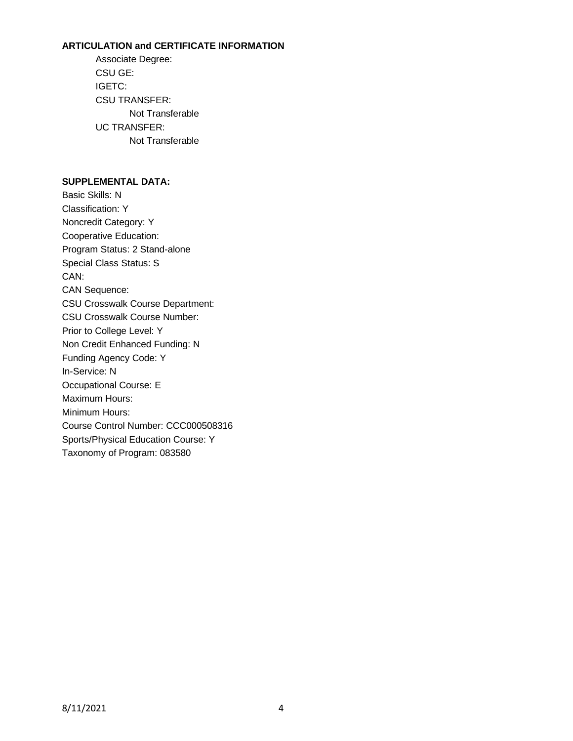**ARTICULATION and CERTIFICATE INFORMATION**

Associate Degree:
CSU GE:
IGETC:
CSU TRANSFER:
Not Transferable
UC TRANSFER:
Not Transferable

**SUPPLEMENTAL DATA:**

Basic Skills: N
Classification: Y
Noncredit Category: Y
Cooperative Education:
Program Status: 2 Stand-alone
Special Class Status: S
CAN:
CAN Sequence:
CSU Crosswalk Course Department:
CSU Crosswalk Course Number:
Prior to College Level: Y
Non Credit Enhanced Funding: N
Funding Agency Code: Y
In-Service: N
Occupational Course: E
Maximum Hours:
Minimum Hours:
Course Control Number: CCC000508316
Sports/Physical Education Course: Y
Taxonomy of Program: 083580